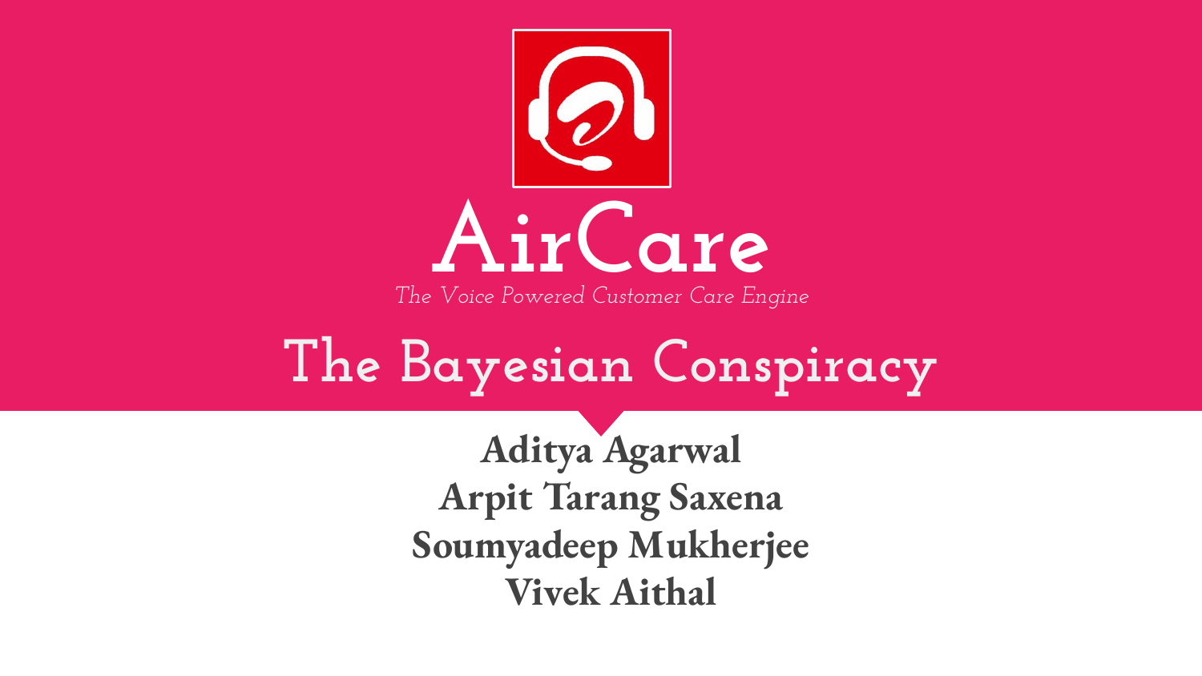# AirCare

*The Voice Powered Customer Care Engine*

## The Bayesian Conspiracy

**Aditya Agarwal**
**Arpit Tarang Saxena**
**Soumyadeep Mukherjee**
**Vivek Aithal**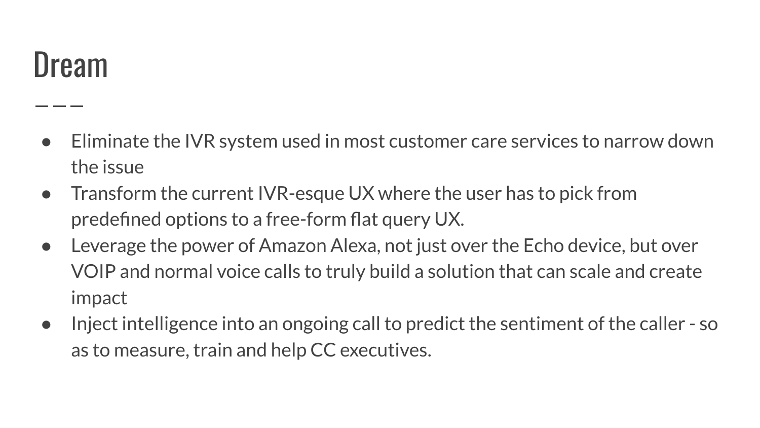# Dream

- Eliminate the IVR system used in most customer care services to narrow down the issue
- Transform the current IVR-esque UX where the user has to pick from predefined options to a free-form flat query UX.
- Leverage the power of Amazon Alexa, not just over the Echo device, but over VOIP and normal voice calls to truly build a solution that can scale and create impact
- Inject intelligence into an ongoing call to predict the sentiment of the caller - so as to measure, train and help CC executives.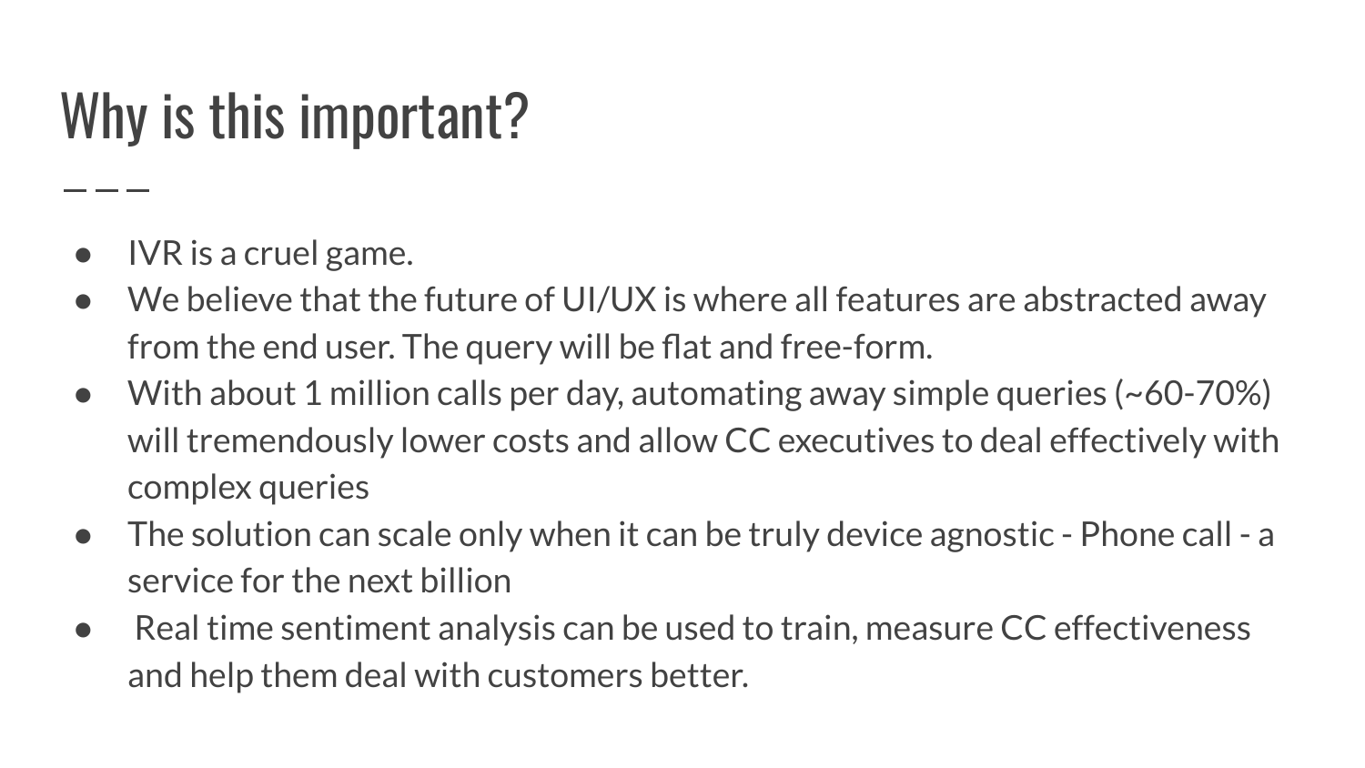# Why is this important?

- IVR is a cruel game.
- We believe that the future of UI/UX is where all features are abstracted away from the end user. The query will be flat and free-form.
- With about 1 million calls per day, automating away simple queries (~60-70%) will tremendously lower costs and allow CC executives to deal effectively with complex queries
- The solution can scale only when it can be truly device agnostic - Phone call - a service for the next billion
- Real time sentiment analysis can be used to train, measure CC effectiveness and help them deal with customers better.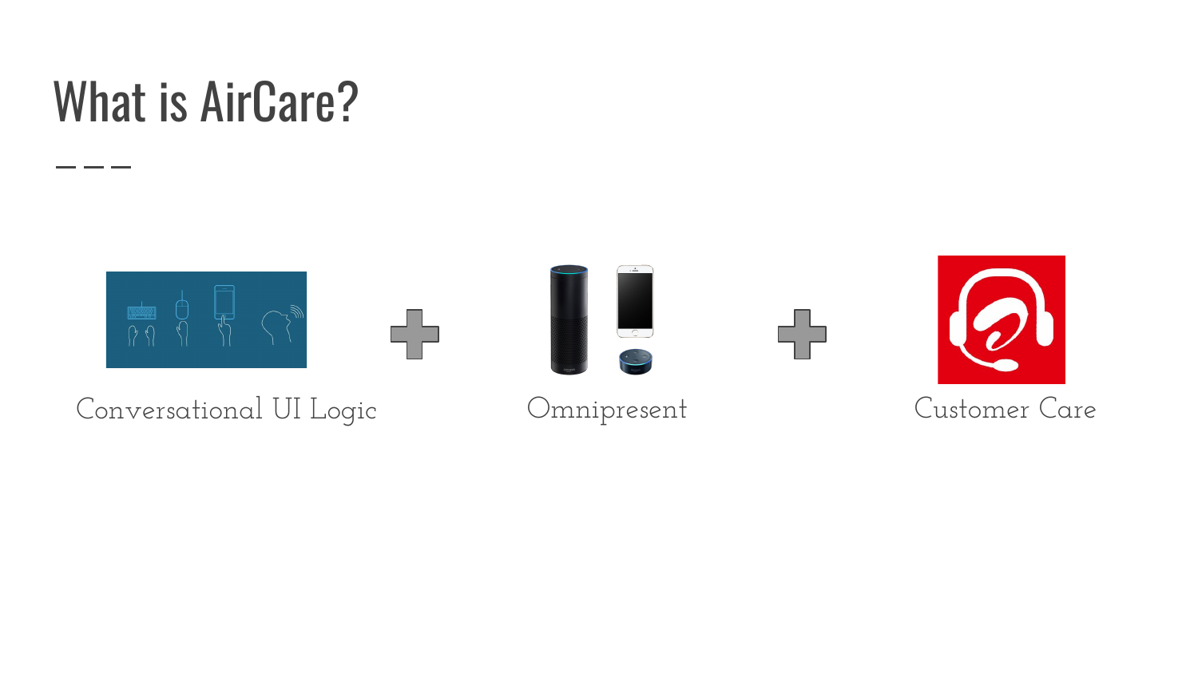# What is AirCare?

Conversational UI Logic + Omnipresent + Customer Care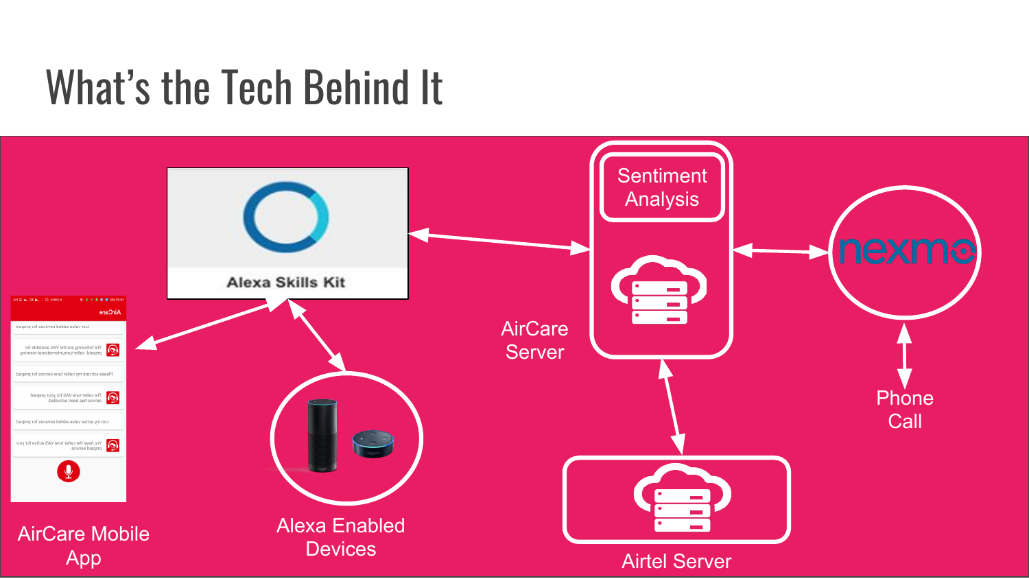# What's the Tech Behind It

Alexa Skills Kit

Sentiment Analysis

AirCare Server

nexmo

Phone Call

AirCare Mobile App

Alexa Enabled Devices

Airtel Server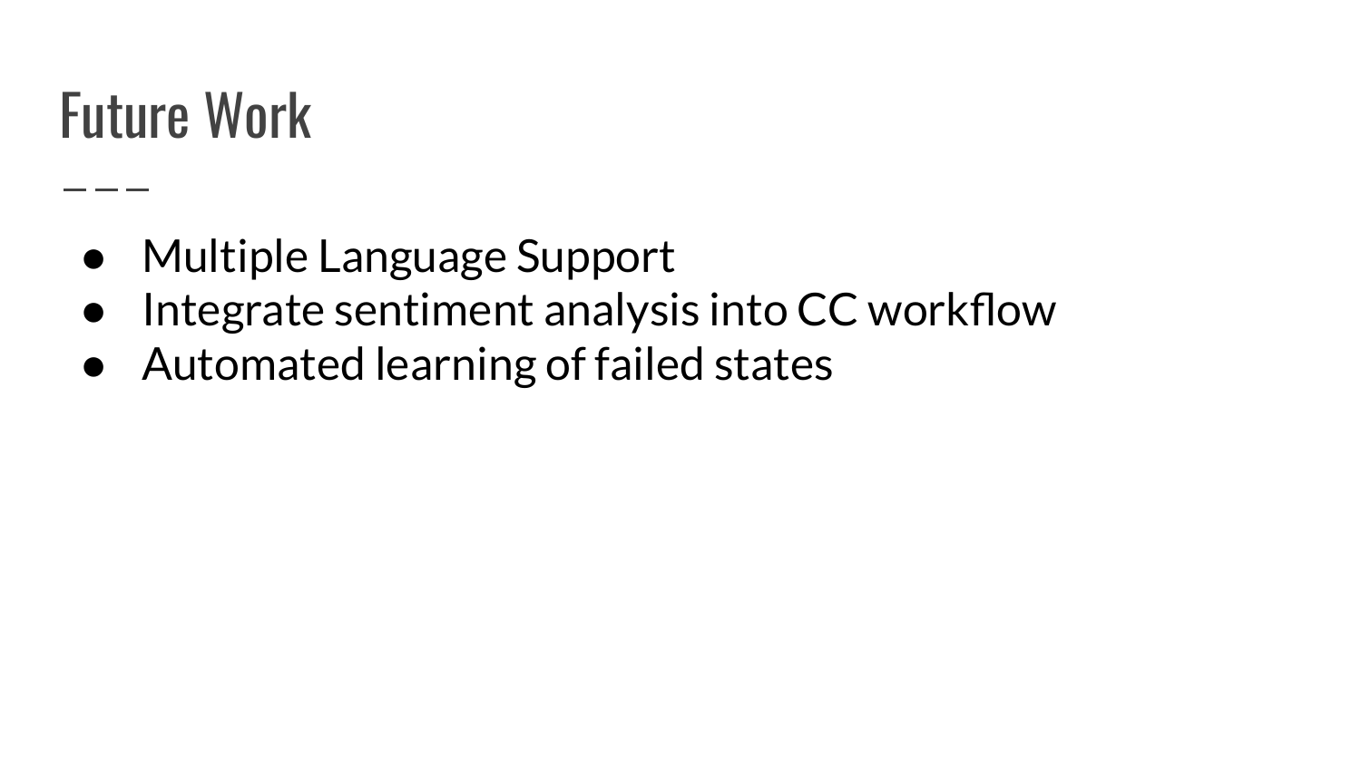# Future Work

- Multiple Language Support
- Integrate sentiment analysis into CC workflow
- Automated learning of failed states